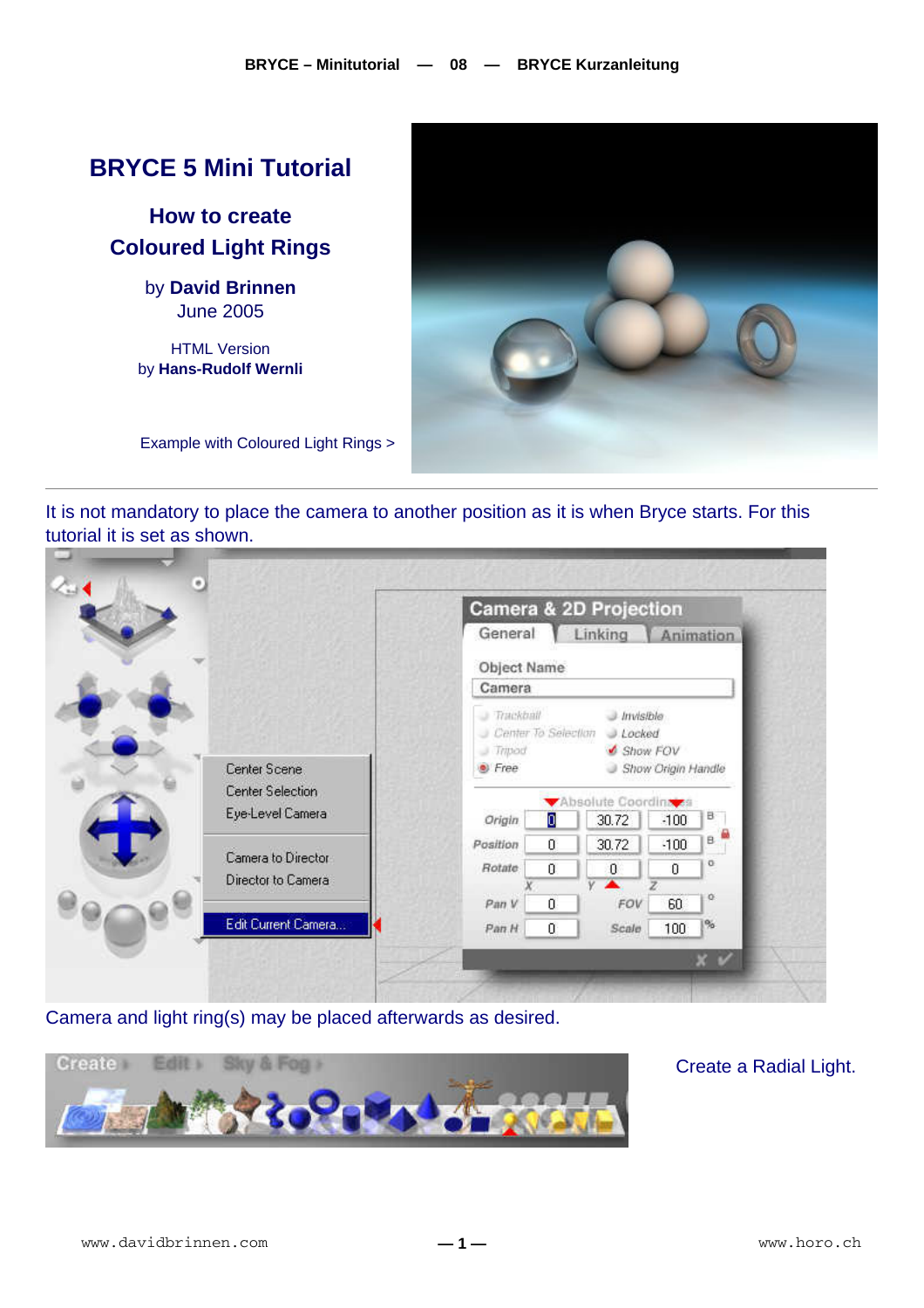# BRYCE 5 Mini Tutorial

## How to create Coloured Light Rings

by **David Brinnen**
June 2005

HTML Version
by **Hans-Rudolf Wernli**

Example with Coloured Light Rings >

---

It is not mandatory to place the camera to another position as it is when Bryce starts. For this tutorial it is set as shown.

Camera and light ring(s) may be placed afterwards as desired.

Create a Radial Light.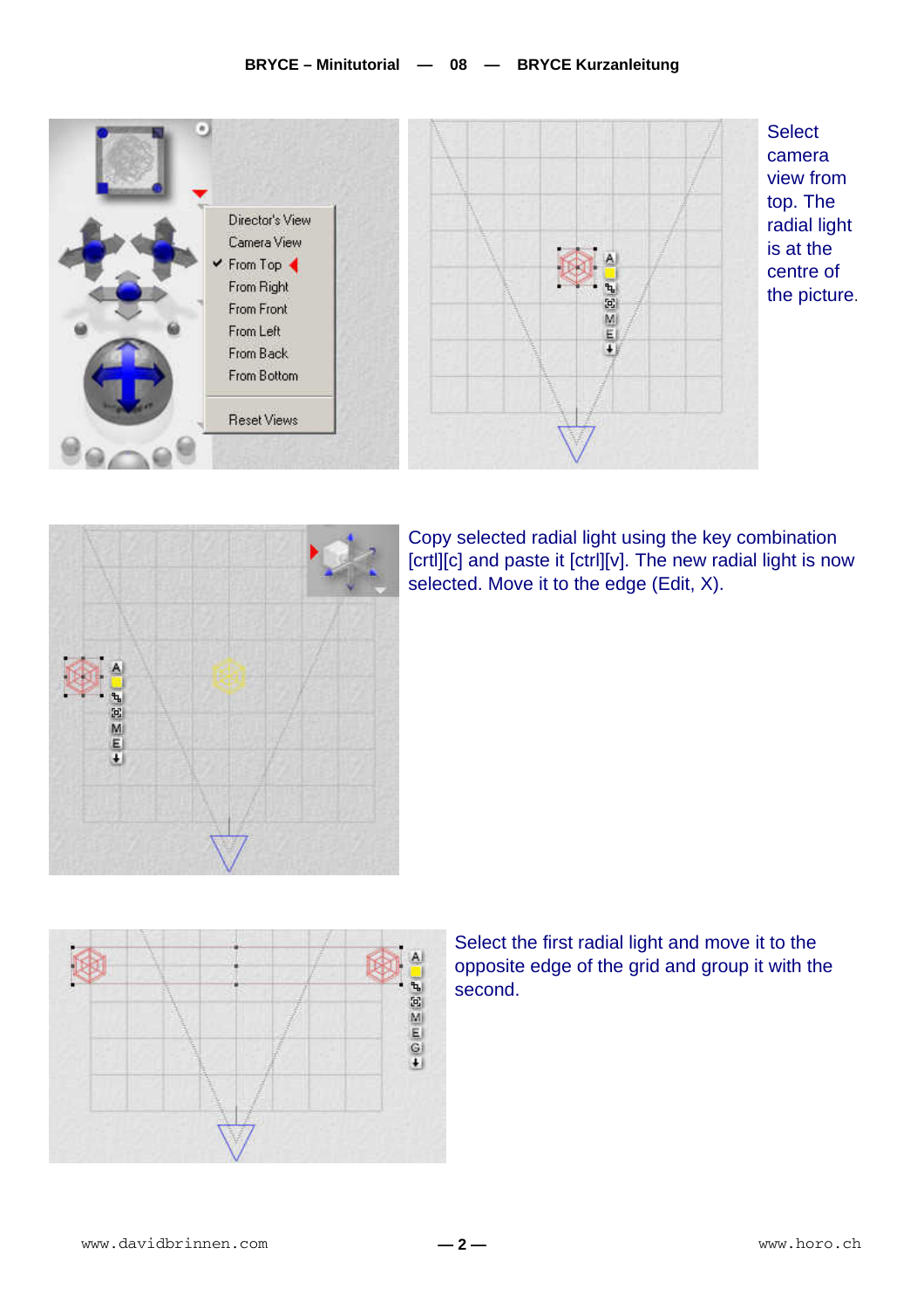Select camera view from top. The radial light is at the centre of the picture.

Copy selected radial light using the key combination [crtl][c] and paste it [ctrl][v]. The new radial light is now selected. Move it to the edge (Edit, X).

Select the first radial light and move it to the opposite edge of the grid and group it with the second.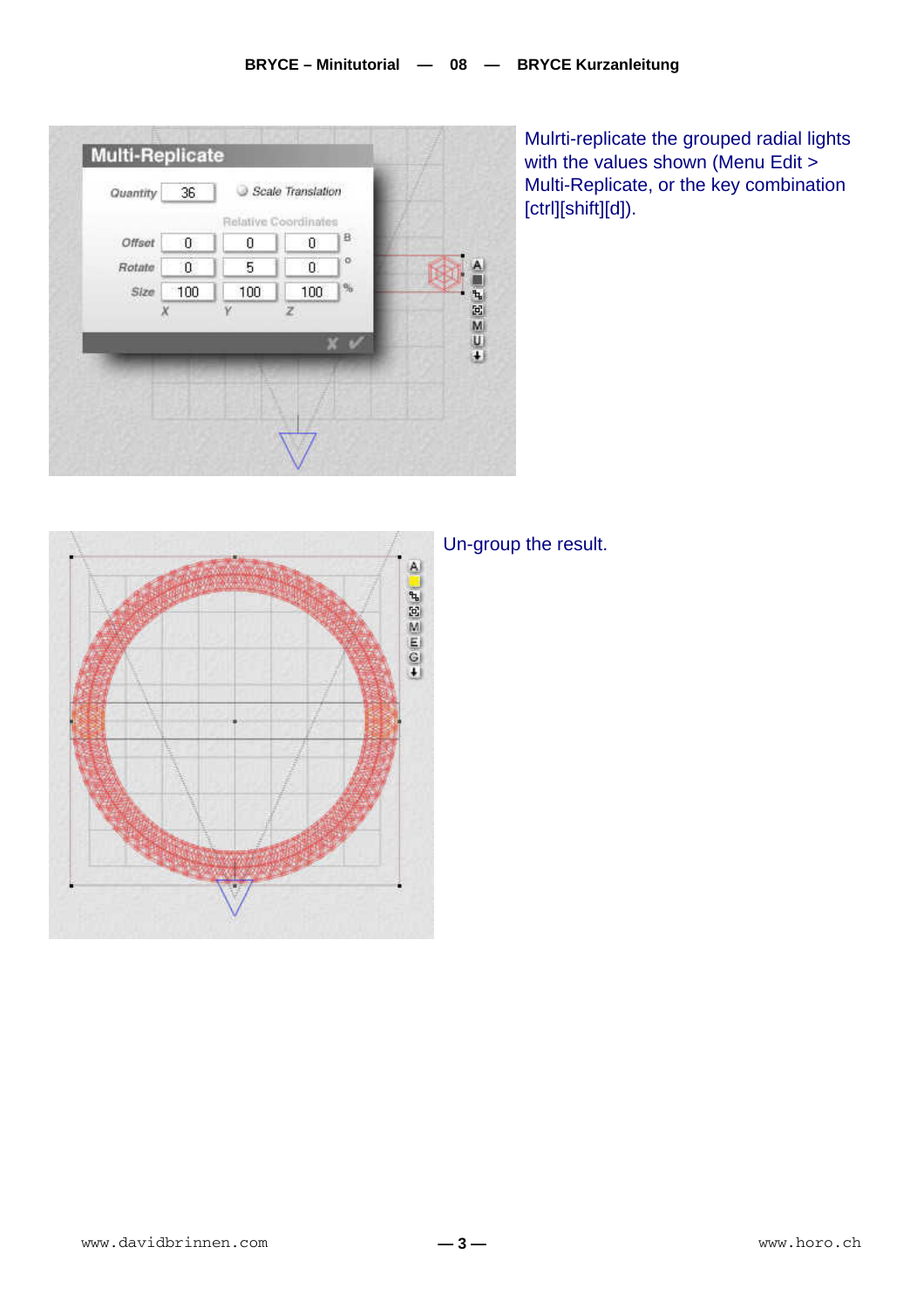Mulrti-replicate the grouped radial lights with the values shown (Menu Edit > Multi-Replicate, or the key combination [ctrl][shift][d]).

Un-group the result.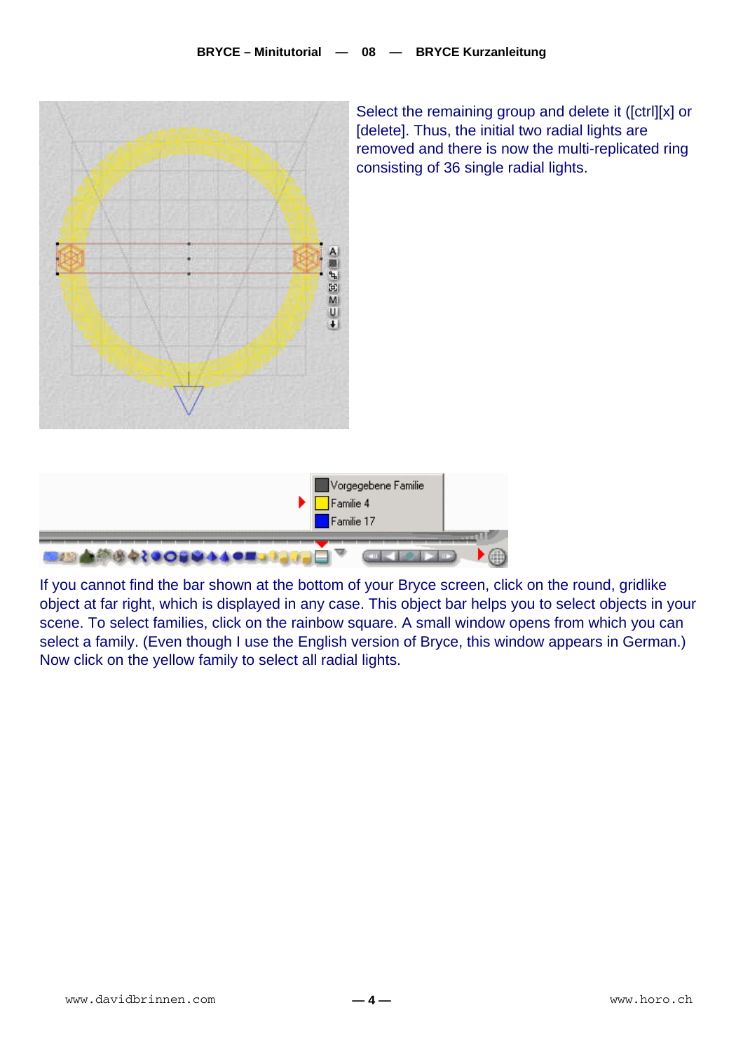Select the remaining group and delete it ([ctrl][x] or [delete]. Thus, the initial two radial lights are removed and there is now the multi-replicated ring consisting of 36 single radial lights.

If you cannot find the bar shown at the bottom of your Bryce screen, click on the round, gridlike object at far right, which is displayed in any case. This object bar helps you to select objects in your scene. To select families, click on the rainbow square. A small window opens from which you can select a family. (Even though I use the English version of Bryce, this window appears in German.) Now click on the yellow family to select all radial lights.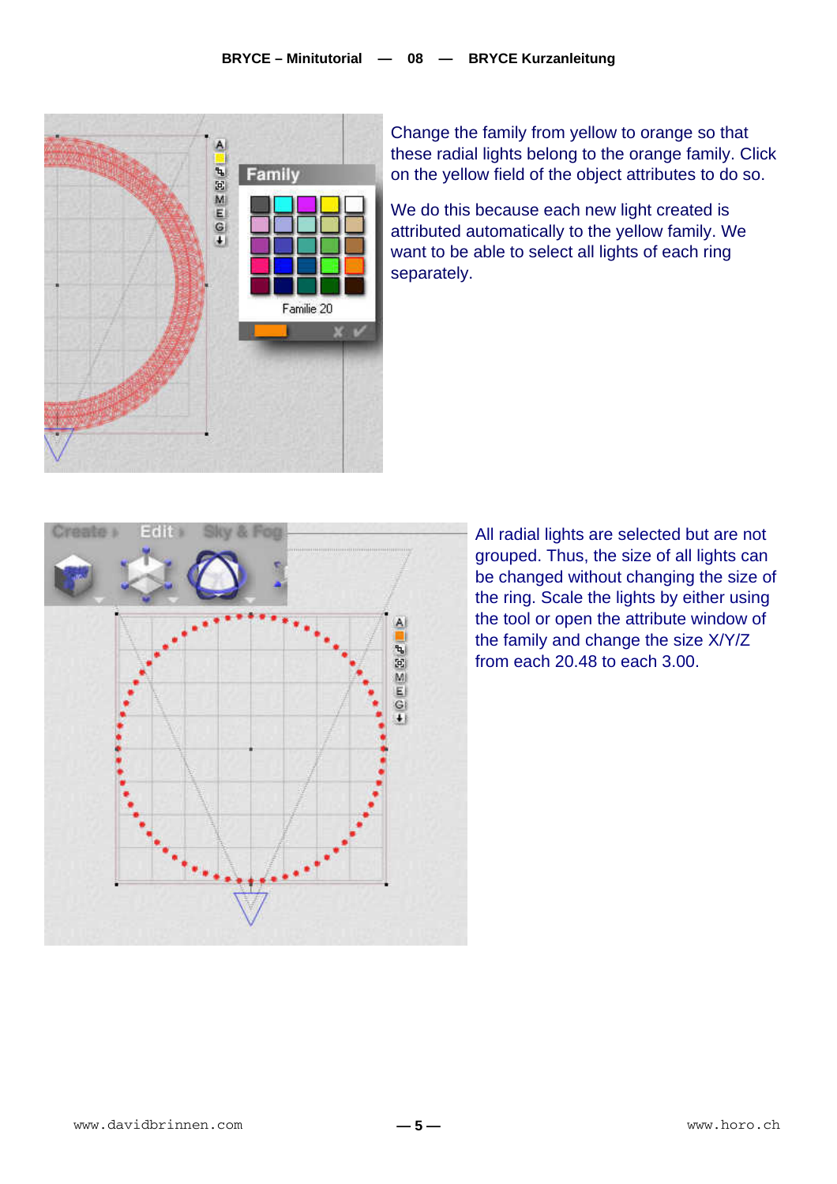Change the family from yellow to orange so that these radial lights belong to the orange family. Click on the yellow field of the object attributes to do so.

We do this because each new light created is attributed automatically to the yellow family. We want to be able to select all lights of each ring separately.

All radial lights are selected but are not grouped. Thus, the size of all lights can be changed without changing the size of the ring. Scale the lights by either using the tool or open the attribute window of the family and change the size X/Y/Z from each 20.48 to each 3.00.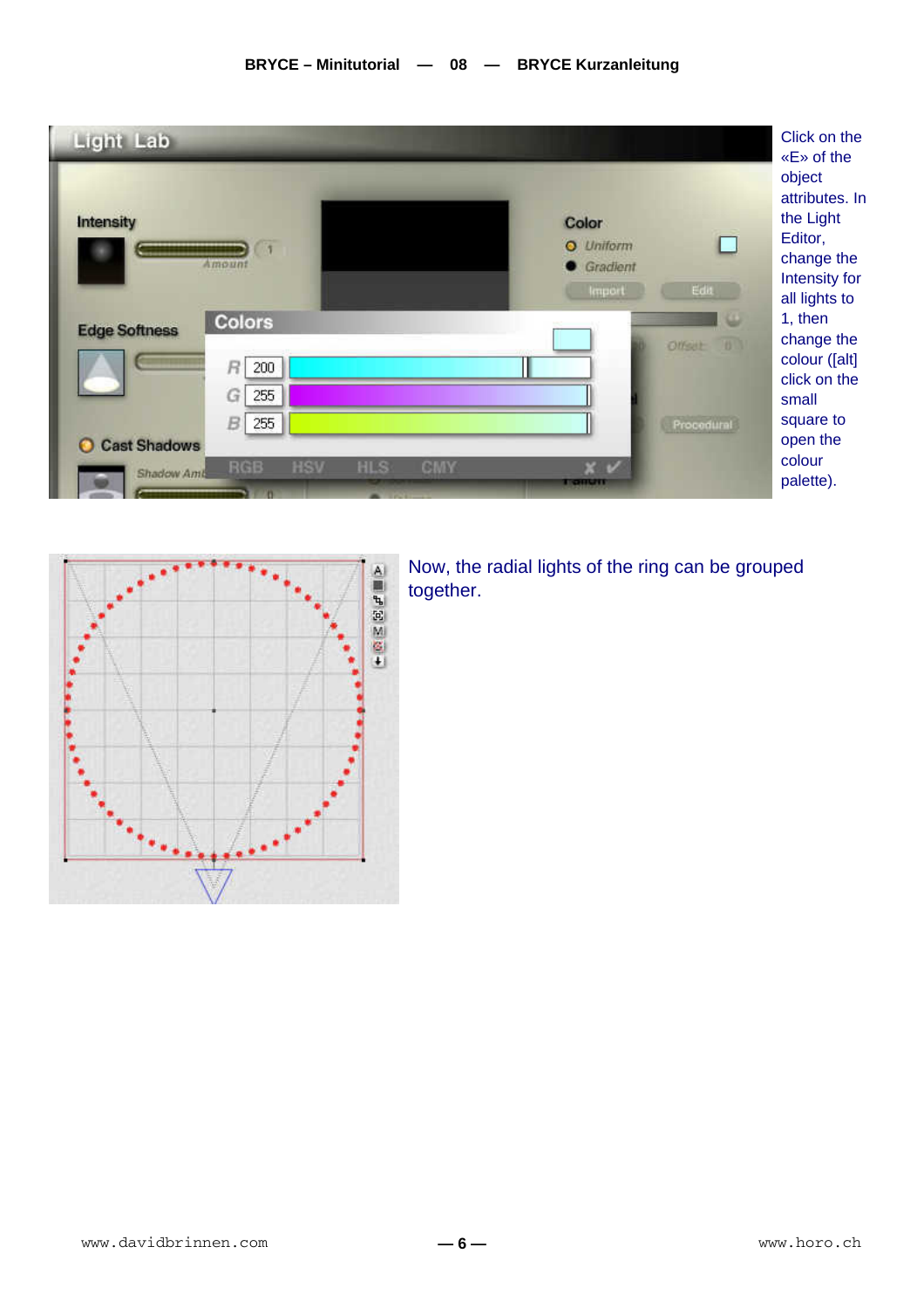Click on the «E» of the object attributes. In the Light Editor, change the Intensity for all lights to 1, then change the colour ([alt] click on the small square to open the colour palette).

Now, the radial lights of the ring can be grouped together.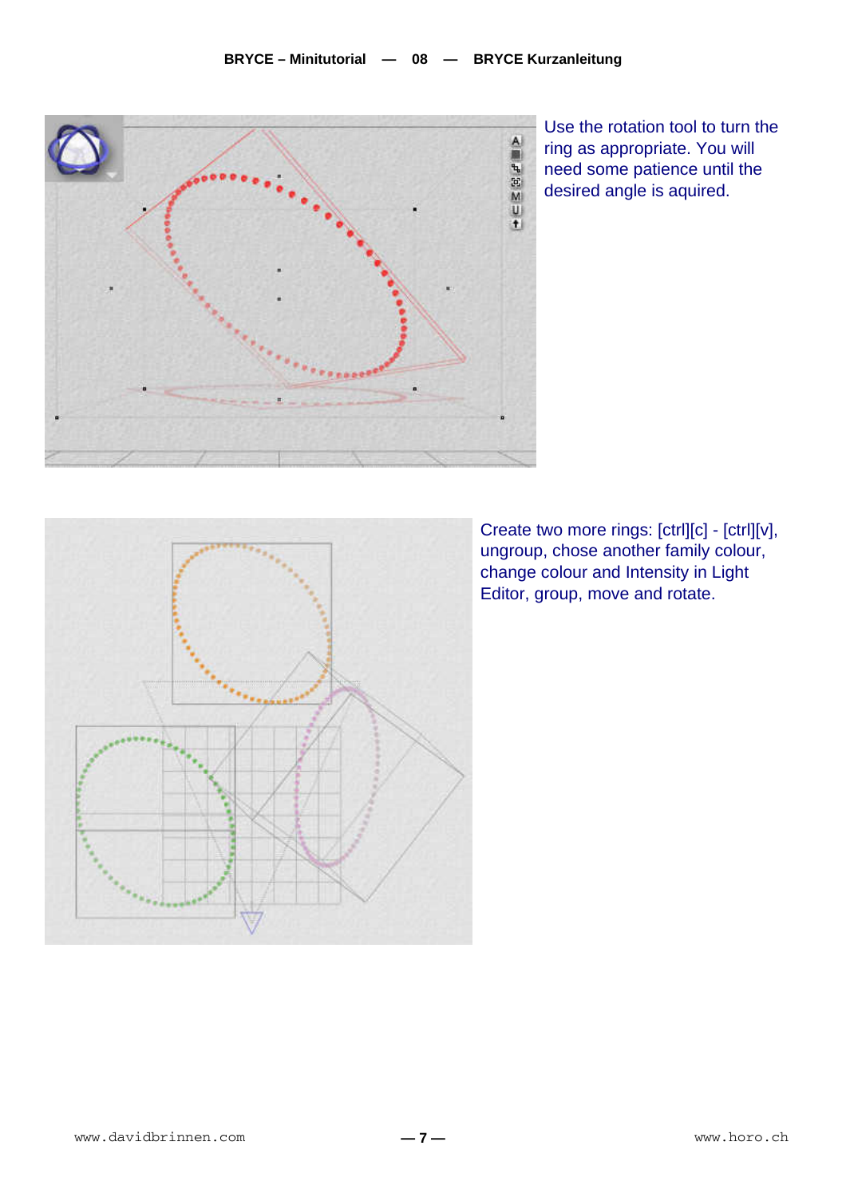Use the rotation tool to turn the ring as appropriate. You will need some patience until the desired angle is aquired.

Create two more rings: [ctrl][c] - [ctrl][v], ungroup, chose another family colour, change colour and Intensity in Light Editor, group, move and rotate.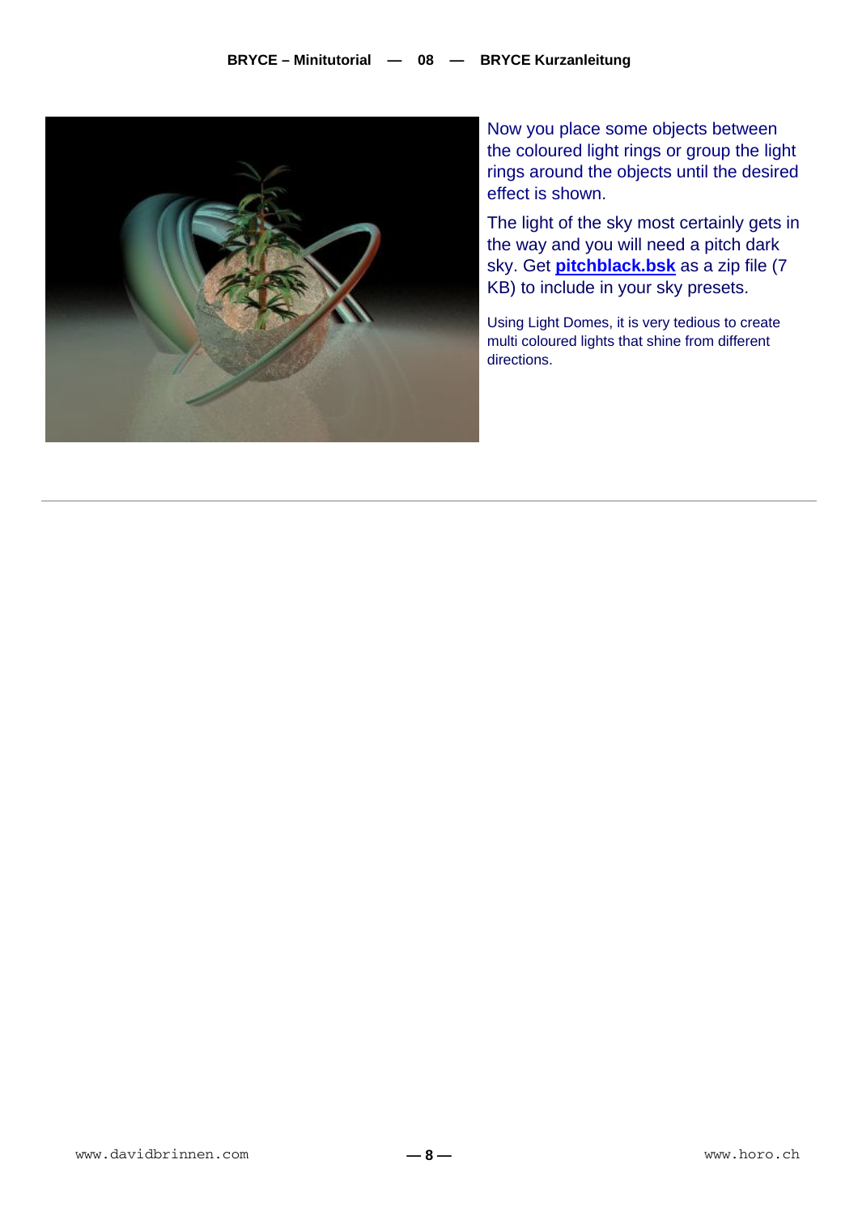Now you place some objects between the coloured light rings or group the light rings around the objects until the desired effect is shown.

The light of the sky most certainly gets in the way and you will need a pitch dark sky. Get **pitchblack.bsk** as a zip file (7 KB) to include in your sky presets.

Using Light Domes, it is very tedious to create multi coloured lights that shine from different directions.